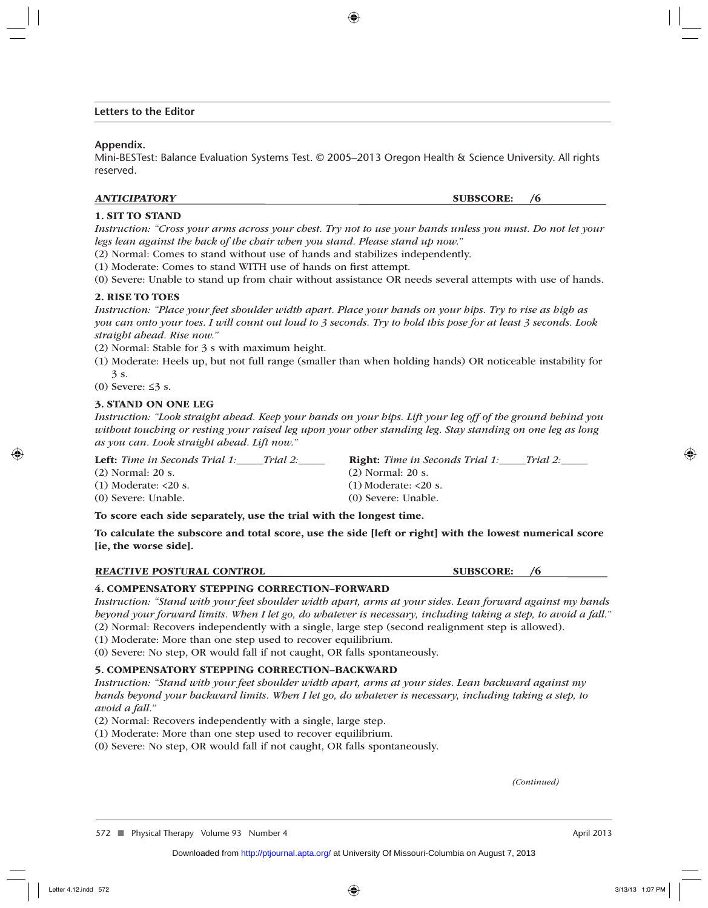## Appendix.

Mini-BESTest: Balance Evaluation Systems Test. © 2005–2013 Oregon Health & Science University. All rights reserved.

### *ANTICIPATORY* SUBSCORE: /6

**1. SIT TO STAND**

*Instruction: "Cross your arms across your chest. Try not to use your hands unless you must. Do not let your legs lean against the back of the chair when you stand. Please stand up now."*

(2) Normal: Comes to stand without use of hands and stabilizes independently.
(1) Moderate: Comes to stand WITH use of hands on first attempt.
(0) Severe: Unable to stand up from chair without assistance OR needs several attempts with use of hands.

**2. RISE TO TOES**

*Instruction: "Place your feet shoulder width apart. Place your hands on your hips. Try to rise as high as you can onto your toes. I will count out loud to 3 seconds. Try to hold this pose for at least 3 seconds. Look straight ahead. Rise now."*

(2) Normal: Stable for 3 s with maximum height.
(1) Moderate: Heels up, but not full range (smaller than when holding hands) OR noticeable instability for 3 s.
(0) Severe: ≤3 s.

**3. STAND ON ONE LEG**

*Instruction: "Look straight ahead. Keep your hands on your hips. Lift your leg off of the ground behind you without touching or resting your raised leg upon your other standing leg. Stay standing on one leg as long as you can. Look straight ahead. Lift now."*

| **Left:** *Time in Seconds Trial 1:\_\_\_\_\_Trial 2:\_\_\_\_\_* | **Right:** *Time in Seconds Trial 1:\_\_\_\_\_Trial 2:\_\_\_\_\_* |
|---|---|
| (2) Normal: 20 s. | (2) Normal: 20 s. |
| (1) Moderate: <20 s. | (1) Moderate: <20 s. |
| (0) Severe: Unable. | (0) Severe: Unable. |

**To score each side separately, use the trial with the longest time.**

**To calculate the subscore and total score, use the side [left or right] with the lowest numerical score [ie, the worse side].**

### *REACTIVE POSTURAL CONTROL* SUBSCORE: /6

**4. COMPENSATORY STEPPING CORRECTION–FORWARD**

*Instruction: "Stand with your feet shoulder width apart, arms at your sides. Lean forward against my hands beyond your forward limits. When I let go, do whatever is necessary, including taking a step, to avoid a fall."*

(2) Normal: Recovers independently with a single, large step (second realignment step is allowed).
(1) Moderate: More than one step used to recover equilibrium.
(0) Severe: No step, OR would fall if not caught, OR falls spontaneously.

**5. COMPENSATORY STEPPING CORRECTION–BACKWARD**

*Instruction: "Stand with your feet shoulder width apart, arms at your sides. Lean backward against my hands beyond your backward limits. When I let go, do whatever is necessary, including taking a step, to avoid a fall."*

(2) Normal: Recovers independently with a single, large step.
(1) Moderate: More than one step used to recover equilibrium.
(0) Severe: No step, OR would fall if not caught, OR falls spontaneously.

*(Continued)*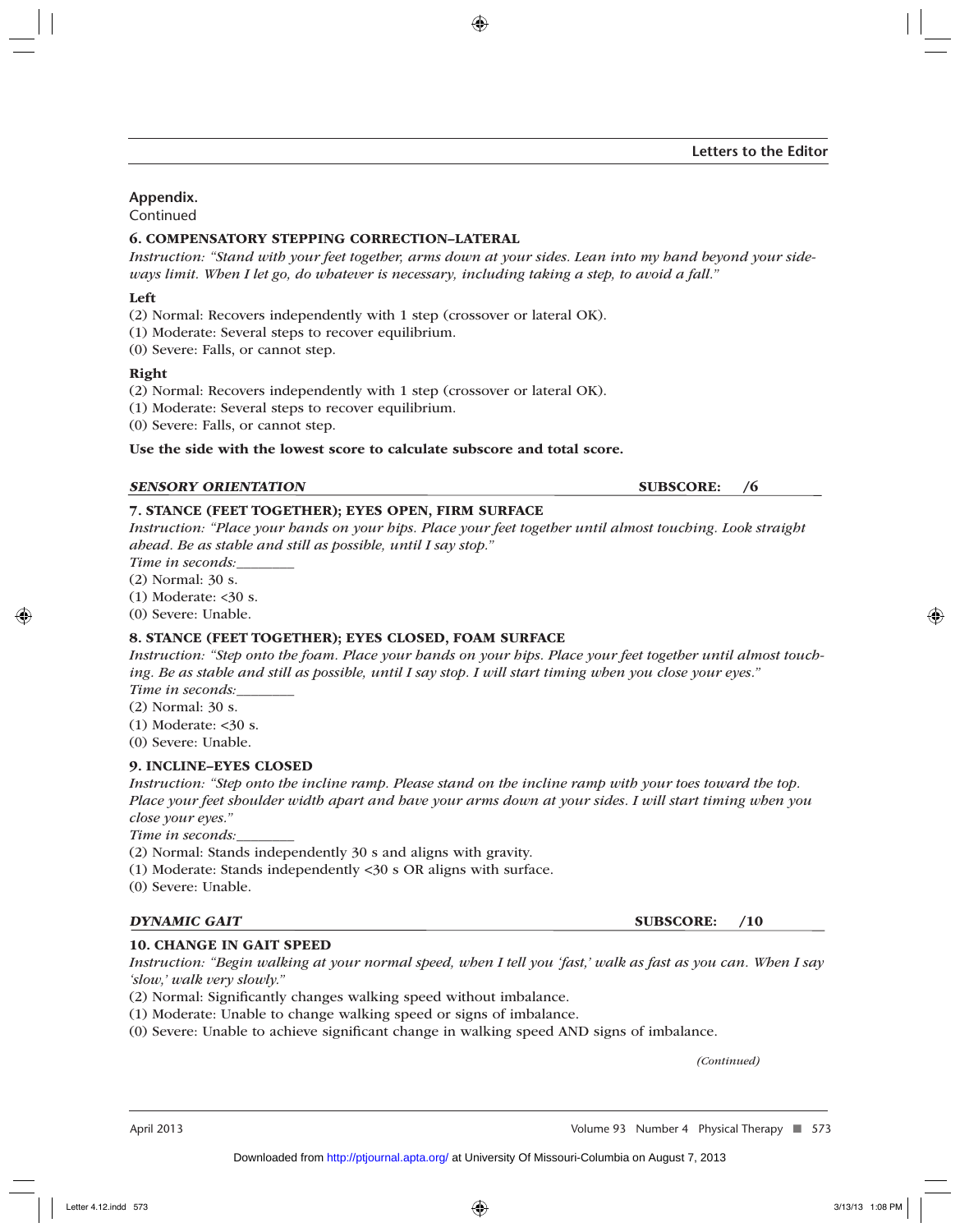**Appendix.**
Continued

**6. COMPENSATORY STEPPING CORRECTION–LATERAL**

*Instruction: "Stand with your feet together, arms down at your sides. Lean into my hand beyond your sideways limit. When I let go, do whatever is necessary, including taking a step, to avoid a fall."*

**Left**

(2) Normal: Recovers independently with 1 step (crossover or lateral OK).
(1) Moderate: Several steps to recover equilibrium.
(0) Severe: Falls, or cannot step.

**Right**

(2) Normal: Recovers independently with 1 step (crossover or lateral OK).
(1) Moderate: Several steps to recover equilibrium.
(0) Severe: Falls, or cannot step.

**Use the side with the lowest score to calculate subscore and total score.**

***SENSORY ORIENTATION*** **SUBSCORE: /6**

**7. STANCE (FEET TOGETHER); EYES OPEN, FIRM SURFACE**

*Instruction: "Place your hands on your hips. Place your feet together until almost touching. Look straight ahead. Be as stable and still as possible, until I say stop."*

*Time in seconds:________*

(2) Normal: 30 s.
(1) Moderate: <30 s.
(0) Severe: Unable.

**8. STANCE (FEET TOGETHER); EYES CLOSED, FOAM SURFACE**

*Instruction: "Step onto the foam. Place your hands on your hips. Place your feet together until almost touching. Be as stable and still as possible, until I say stop. I will start timing when you close your eyes."*

*Time in seconds:________*

(2) Normal: 30 s.
(1) Moderate: <30 s.
(0) Severe: Unable.

**9. INCLINE–EYES CLOSED**

*Instruction: "Step onto the incline ramp. Please stand on the incline ramp with your toes toward the top. Place your feet shoulder width apart and have your arms down at your sides. I will start timing when you close your eyes."*

*Time in seconds:________*

(2) Normal: Stands independently 30 s and aligns with gravity.
(1) Moderate: Stands independently <30 s OR aligns with surface.
(0) Severe: Unable.

***DYNAMIC GAIT*** **SUBSCORE: /10**

**10. CHANGE IN GAIT SPEED**

*Instruction: "Begin walking at your normal speed, when I tell you 'fast,' walk as fast as you can. When I say 'slow,' walk very slowly."*

(2) Normal: Significantly changes walking speed without imbalance.
(1) Moderate: Unable to change walking speed or signs of imbalance.
(0) Severe: Unable to achieve significant change in walking speed AND signs of imbalance.

*(Continued)*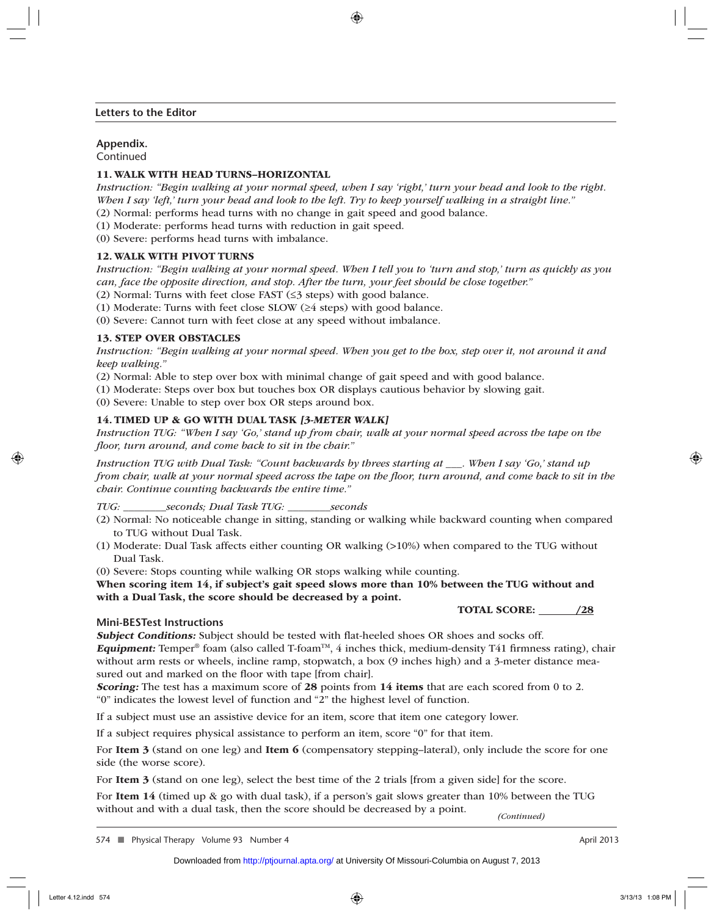## Appendix.

Continued

### 11. WALK WITH HEAD TURNS–HORIZONTAL

*Instruction: "Begin walking at your normal speed, when I say 'right,' turn your head and look to the right. When I say 'left,' turn your head and look to the left. Try to keep yourself walking in a straight line."*

(2) Normal: performs head turns with no change in gait speed and good balance.

(1) Moderate: performs head turns with reduction in gait speed.

(0) Severe: performs head turns with imbalance.

### 12. WALK WITH PIVOT TURNS

*Instruction: "Begin walking at your normal speed. When I tell you to 'turn and stop,' turn as quickly as you can, face the opposite direction, and stop. After the turn, your feet should be close together."*

(2) Normal: Turns with feet close FAST (≤3 steps) with good balance.

(1) Moderate: Turns with feet close SLOW (≥4 steps) with good balance.

(0) Severe: Cannot turn with feet close at any speed without imbalance.

### 13. STEP OVER OBSTACLES

*Instruction: "Begin walking at your normal speed. When you get to the box, step over it, not around it and keep walking."*

(2) Normal: Able to step over box with minimal change of gait speed and with good balance.

(1) Moderate: Steps over box but touches box OR displays cautious behavior by slowing gait.

(0) Severe: Unable to step over box OR steps around box.

### 14. TIMED UP & GO WITH DUAL TASK *[3-METER WALK]*

*Instruction TUG: "When I say 'Go,' stand up from chair, walk at your normal speed across the tape on the floor, turn around, and come back to sit in the chair."*

*Instruction TUG with Dual Task: "Count backwards by threes starting at ___. When I say 'Go,' stand up from chair, walk at your normal speed across the tape on the floor, turn around, and come back to sit in the chair. Continue counting backwards the entire time."*

*TUG: ________seconds; Dual Task TUG: ________seconds*

(2) Normal: No noticeable change in sitting, standing or walking while backward counting when compared to TUG without Dual Task.

(1) Moderate: Dual Task affects either counting OR walking (>10%) when compared to the TUG without Dual Task.

(0) Severe: Stops counting while walking OR stops walking while counting.

**When scoring item 14, if subject's gait speed slows more than 10% between the TUG without and with a Dual Task, the score should be decreased by a point.**

**TOTAL SCORE: ______/28**

### Mini-BESTest Instructions

***Subject Conditions:*** Subject should be tested with flat-heeled shoes OR shoes and socks off.

***Equipment:*** Temper® foam (also called T-foam™, 4 inches thick, medium-density T41 firmness rating), chair without arm rests or wheels, incline ramp, stopwatch, a box (9 inches high) and a 3-meter distance measured out and marked on the floor with tape [from chair].

***Scoring:*** The test has a maximum score of **28** points from **14 items** that are each scored from 0 to 2. "0" indicates the lowest level of function and "2" the highest level of function.

If a subject must use an assistive device for an item, score that item one category lower.

If a subject requires physical assistance to perform an item, score "0" for that item.

For **Item 3** (stand on one leg) and **Item 6** (compensatory stepping–lateral), only include the score for one side (the worse score).

For **Item 3** (stand on one leg), select the best time of the 2 trials [from a given side] for the score.

For **Item 14** (timed up & go with dual task), if a person's gait slows greater than 10% between the TUG without and with a dual task, then the score should be decreased by a point.

*(Continued)*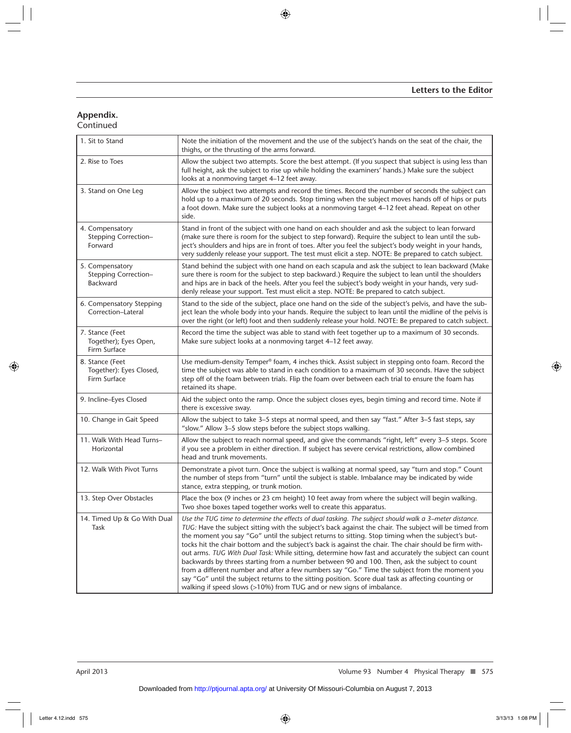**Appendix.**
Continued

| | |
|---|---|
| 1. Sit to Stand | Note the initiation of the movement and the use of the subject's hands on the seat of the chair, the thighs, or the thrusting of the arms forward. |
| 2. Rise to Toes | Allow the subject two attempts. Score the best attempt. (If you suspect that subject is using less than full height, ask the subject to rise up while holding the examiners' hands.) Make sure the subject looks at a nonmoving target 4–12 feet away. |
| 3. Stand on One Leg | Allow the subject two attempts and record the times. Record the number of seconds the subject can hold up to a maximum of 20 seconds. Stop timing when the subject moves hands off of hips or puts a foot down. Make sure the subject looks at a nonmoving target 4–12 feet ahead. Repeat on other side. |
| 4. Compensatory Stepping Correction–Forward | Stand in front of the subject with one hand on each shoulder and ask the subject to lean forward (make sure there is room for the subject to step forward). Require the subject to lean until the subject's shoulders and hips are in front of toes. After you feel the subject's body weight in your hands, very suddenly release your support. The test must elicit a step. NOTE: Be prepared to catch subject. |
| 5. Compensatory Stepping Correction–Backward | Stand behind the subject with one hand on each scapula and ask the subject to lean backward (Make sure there is room for the subject to step backward.) Require the subject to lean until the shoulders and hips are in back of the heels. After you feel the subject's body weight in your hands, very suddenly release your support. Test must elicit a step. NOTE: Be prepared to catch subject. |
| 6. Compensatory Stepping Correction–Lateral | Stand to the side of the subject, place one hand on the side of the subject's pelvis, and have the subject lean the whole body into your hands. Require the subject to lean until the midline of the pelvis is over the right (or left) foot and then suddenly release your hold. NOTE: Be prepared to catch subject. |
| 7. Stance (Feet Together); Eyes Open, Firm Surface | Record the time the subject was able to stand with feet together up to a maximum of 30 seconds. Make sure subject looks at a nonmoving target 4–12 feet away. |
| 8. Stance (Feet Together): Eyes Closed, Firm Surface | Use medium-density Temper® foam, 4 inches thick. Assist subject in stepping onto foam. Record the time the subject was able to stand in each condition to a maximum of 30 seconds. Have the subject step off of the foam between trials. Flip the foam over between each trial to ensure the foam has retained its shape. |
| 9. Incline–Eyes Closed | Aid the subject onto the ramp. Once the subject closes eyes, begin timing and record time. Note if there is excessive sway. |
| 10. Change in Gait Speed | Allow the subject to take 3–5 steps at normal speed, and then say "fast." After 3–5 fast steps, say "slow." Allow 3–5 slow steps before the subject stops walking. |
| 11. Walk With Head Turns–Horizontal | Allow the subject to reach normal speed, and give the commands "right, left" every 3–5 steps. Score if you see a problem in either direction. If subject has severe cervical restrictions, allow combined head and trunk movements. |
| 12. Walk With Pivot Turns | Demonstrate a pivot turn. Once the subject is walking at normal speed, say "turn and stop." Count the number of steps from "turn" until the subject is stable. Imbalance may be indicated by wide stance, extra stepping, or trunk motion. |
| 13. Step Over Obstacles | Place the box (9 inches or 23 cm height) 10 feet away from where the subject will begin walking. Two shoe boxes taped together works well to create this apparatus. |
| 14. Timed Up & Go With Dual Task | *Use the TUG time to determine the effects of dual tasking. The subject should walk a 3–meter distance.* *TUG:* Have the subject sitting with the subject's back against the chair. The subject will be timed from the moment you say "Go" until the subject returns to sitting. Stop timing when the subject's buttocks hit the chair bottom and the subject's back is against the chair. The chair should be firm without arms. *TUG With Dual Task:* While sitting, determine how fast and accurately the subject can count backwards by threes starting from a number between 90 and 100. Then, ask the subject to count from a different number and after a few numbers say "Go." Time the subject from the moment you say "Go" until the subject returns to the sitting position. Score dual task as affecting counting or walking if speed slows (>10%) from TUG and or new signs of imbalance. |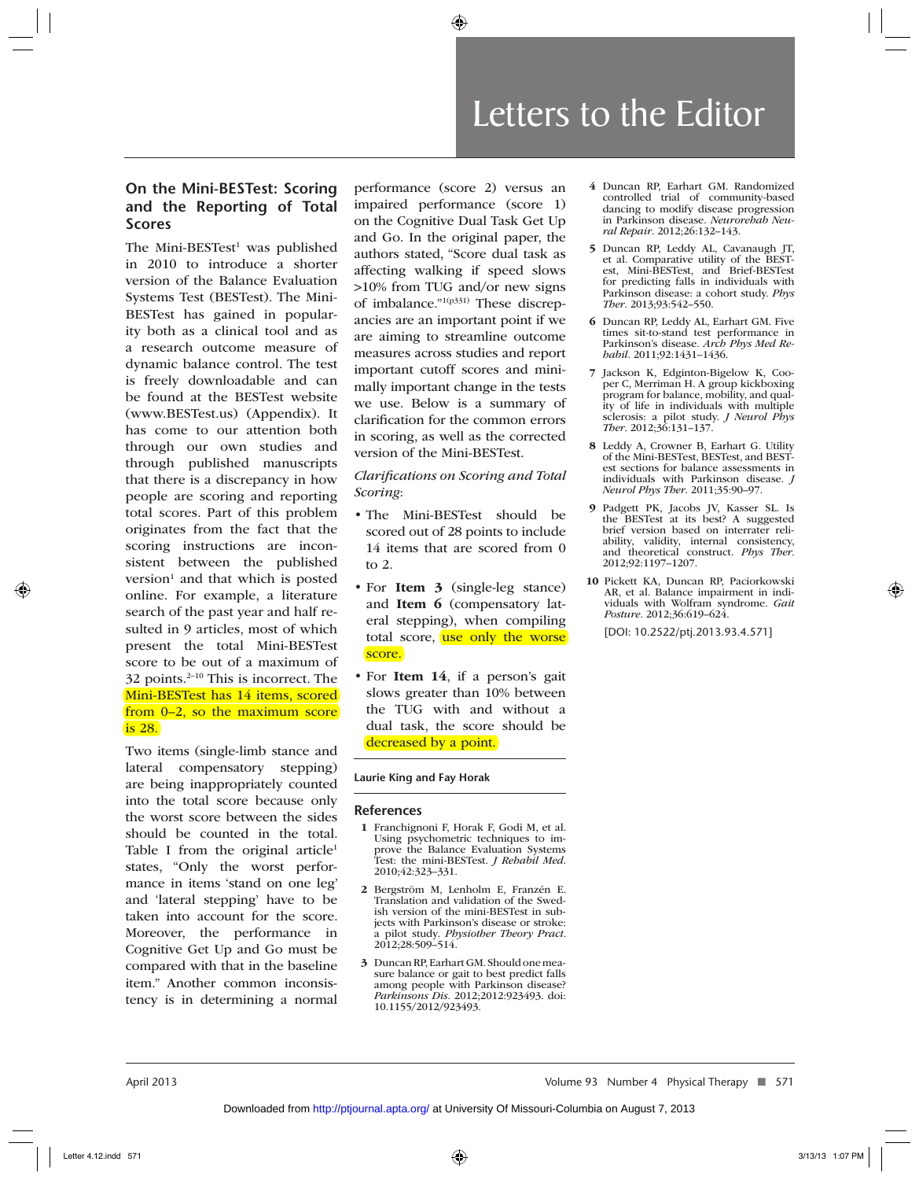# Letters to the Editor

## On the Mini-BESTest: Scoring and the Reporting of Total Scores

The Mini-BESTest[1] was published in 2010 to introduce a shorter version of the Balance Evaluation Systems Test (BESTest). The Mini-BESTest has gained in popularity both as a clinical tool and as a research outcome measure of dynamic balance control. The test is freely downloadable and can be found at the BESTest website (www.BESTest.us) (Appendix). It has come to our attention both through our own studies and through published manuscripts that there is a discrepancy in how people are scoring and reporting total scores. Part of this problem originates from the fact that the scoring instructions are inconsistent between the published version[1] and that which is posted online. For example, a literature search of the past year and half resulted in 9 articles, most of which present the total Mini-BESTest score to be out of a maximum of 32 points.[2–10] This is incorrect. The Mini-BESTest has 14 items, scored from 0–2, so the maximum score is 28.

Two items (single-limb stance and lateral compensatory stepping) are being inappropriately counted into the total score because only the worst score between the sides should be counted in the total. Table I from the original article[1] states, "Only the worst performance in items 'stand on one leg' and 'lateral stepping' have to be taken into account for the score. Moreover, the performance in Cognitive Get Up and Go must be compared with that in the baseline item." Another common inconsistency is in determining a normal performance (score 2) versus an impaired performance (score 1) on the Cognitive Dual Task Get Up and Go. In the original paper, the authors stated, "Score dual task as affecting walking if speed slows >10% from TUG and/or new signs of imbalance."[1(p331)] These discrepancies are an important point if we are aiming to streamline outcome measures across studies and report important cutoff scores and minimally important change in the tests we use. Below is a summary of clarification for the common errors in scoring, as well as the corrected version of the Mini-BESTest.

*Clarifications on Scoring and Total Scoring*:

- The Mini-BESTest should be scored out of 28 points to include 14 items that are scored from 0 to 2.
- For **Item 3** (single-leg stance) and **Item 6** (compensatory lateral stepping), when compiling total score, use only the worse score.
- For **Item 14**, if a person's gait slows greater than 10% between the TUG with and without a dual task, the score should be decreased by a point.

**Laurie King and Fay Horak**

### References

1. Franchignoni F, Horak F, Godi M, et al. Using psychometric techniques to improve the Balance Evaluation Systems Test: the mini-BESTest. *J Rehabil Med*. 2010;42:323–331.
2. Bergström M, Lenholm E, Franzén E. Translation and validation of the Swedish version of the mini-BESTest in subjects with Parkinson's disease or stroke: a pilot study. *Physiother Theory Pract*. 2012;28:509–514.
3. Duncan RP, Earhart GM. Should one measure balance or gait to best predict falls among people with Parkinson disease? *Parkinsons Dis*. 2012;2012:923493. doi: 10.1155/2012/923493.
4. Duncan RP, Earhart GM. Randomized controlled trial of community-based dancing to modify disease progression in Parkinson disease. *Neurorehab Neural Repair*. 2012;26:132–143.
5. Duncan RP, Leddy AL, Cavanaugh JT, et al. Comparative utility of the BESTest, Mini-BESTest, and Brief-BESTest for predicting falls in individuals with Parkinson disease: a cohort study. *Phys Ther*. 2013;93:542–550.
6. Duncan RP, Leddy AL, Earhart GM. Five times sit-to-stand test performance in Parkinson's disease. *Arch Phys Med Rehabil*. 2011;92:1431–1436.
7. Jackson K, Edginton-Bigelow K, Cooper C, Merriman H. A group kickboxing program for balance, mobility, and quality of life in individuals with multiple sclerosis: a pilot study. *J Neurol Phys Ther*. 2012;36:131–137.
8. Leddy A, Crowner B, Earhart G. Utility of the Mini-BESTest, BESTest, and BESTest sections for balance assessments in individuals with Parkinson disease. *J Neurol Phys Ther*. 2011;35:90–97.
9. Padgett PK, Jacobs JV, Kasser SL. Is the BESTest at its best? A suggested brief version based on interrater reliability, validity, internal consistency, and theoretical construct. *Phys Ther*. 2012;92:1197–1207.
10. Pickett KA, Duncan RP, Paciorkowski AR, et al. Balance impairment in individuals with Wolfram syndrome. *Gait Posture*. 2012;36:619–624.

[DOI: 10.2522/ptj.2013.93.4.571]